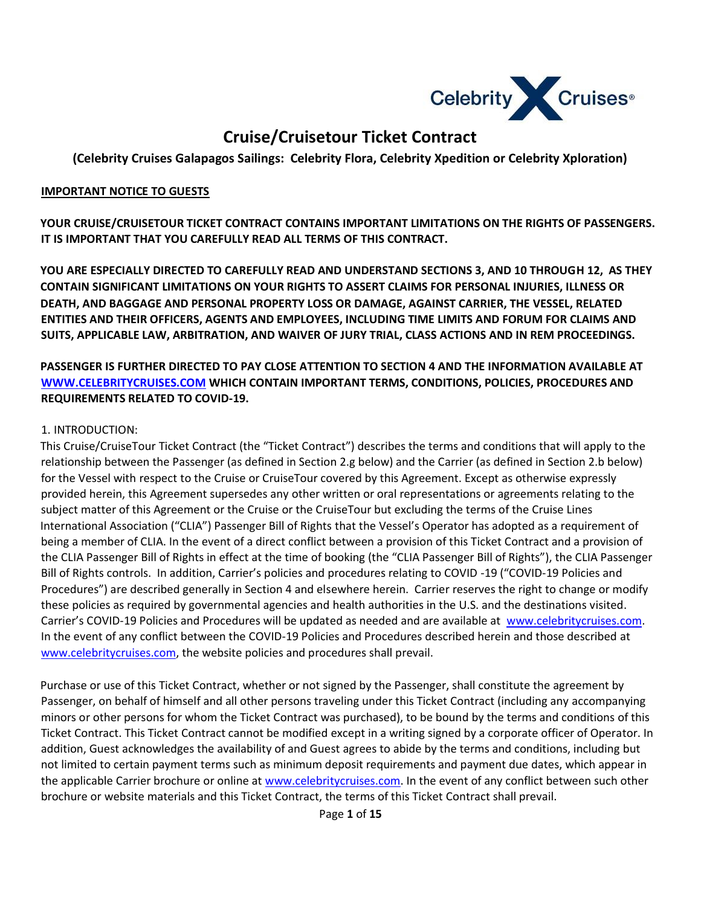# Cruise/Cruisetour Ticket Contract

**(Celebrity Cruises Galapagos Sailings: Celebrity Flora, Celebrity Xpedition or Celebrity Xploration)**

**IMPORTANT NOTICE TO GUESTS**

**YOUR CRUISE/CRUISETOUR TICKET CONTRACT CONTAINS IMPORTANT LIMITATIONS ON THE RIGHTS OF PASSENGERS. IT IS IMPORTANT THAT YOU CAREFULLY READ ALL TERMS OF THIS CONTRACT.**

**YOU ARE ESPECIALLY DIRECTED TO CAREFULLY READ AND UNDERSTAND SECTIONS 3, AND 10 THROUGH 12, AS THEY CONTAIN SIGNIFICANT LIMITATIONS ON YOUR RIGHTS TO ASSERT CLAIMS FOR PERSONAL INJURIES, ILLNESS OR DEATH, AND BAGGAGE AND PERSONAL PROPERTY LOSS OR DAMAGE, AGAINST CARRIER, THE VESSEL, RELATED ENTITIES AND THEIR OFFICERS, AGENTS AND EMPLOYEES, INCLUDING TIME LIMITS AND FORUM FOR CLAIMS AND SUITS, APPLICABLE LAW, ARBITRATION, AND WAIVER OF JURY TRIAL, CLASS ACTIONS AND IN REM PROCEEDINGS.**

**PASSENGER IS FURTHER DIRECTED TO PAY CLOSE ATTENTION TO SECTION 4 AND THE INFORMATION AVAILABLE AT WWW.CELEBRITYCRUISES.COM WHICH CONTAIN IMPORTANT TERMS, CONDITIONS, POLICIES, PROCEDURES AND REQUIREMENTS RELATED TO COVID-19.**

1. INTRODUCTION:

This Cruise/CruiseTour Ticket Contract (the "Ticket Contract") describes the terms and conditions that will apply to the relationship between the Passenger (as defined in Section 2.g below) and the Carrier (as defined in Section 2.b below) for the Vessel with respect to the Cruise or CruiseTour covered by this Agreement. Except as otherwise expressly provided herein, this Agreement supersedes any other written or oral representations or agreements relating to the subject matter of this Agreement or the Cruise or the CruiseTour but excluding the terms of the Cruise Lines International Association ("CLIA") Passenger Bill of Rights that the Vessel's Operator has adopted as a requirement of being a member of CLIA. In the event of a direct conflict between a provision of this Ticket Contract and a provision of the CLIA Passenger Bill of Rights in effect at the time of booking (the "CLIA Passenger Bill of Rights"), the CLIA Passenger Bill of Rights controls. In addition, Carrier's policies and procedures relating to COVID -19 ("COVID-19 Policies and Procedures") are described generally in Section 4 and elsewhere herein. Carrier reserves the right to change or modify these policies as required by governmental agencies and health authorities in the U.S. and the destinations visited. Carrier's COVID-19 Policies and Procedures will be updated as needed and are available at www.celebritycruises.com. In the event of any conflict between the COVID-19 Policies and Procedures described herein and those described at www.celebritycruises.com, the website policies and procedures shall prevail.

Purchase or use of this Ticket Contract, whether or not signed by the Passenger, shall constitute the agreement by Passenger, on behalf of himself and all other persons traveling under this Ticket Contract (including any accompanying minors or other persons for whom the Ticket Contract was purchased), to be bound by the terms and conditions of this Ticket Contract. This Ticket Contract cannot be modified except in a writing signed by a corporate officer of Operator. In addition, Guest acknowledges the availability of and Guest agrees to abide by the terms and conditions, including but not limited to certain payment terms such as minimum deposit requirements and payment due dates, which appear in the applicable Carrier brochure or online at www.celebritycruises.com. In the event of any conflict between such other brochure or website materials and this Ticket Contract, the terms of this Ticket Contract shall prevail.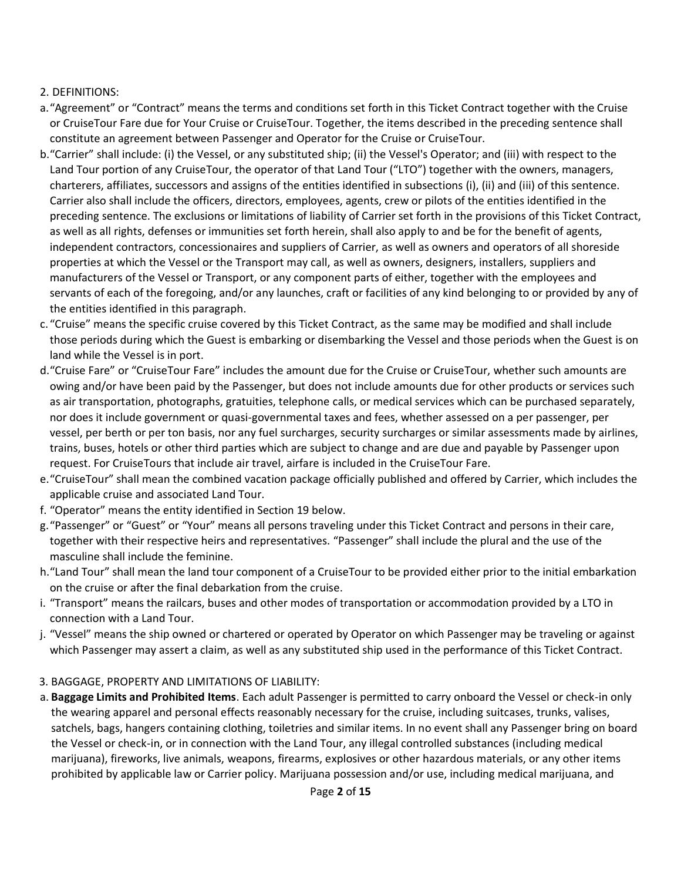2. DEFINITIONS:

a. "Agreement" or "Contract" means the terms and conditions set forth in this Ticket Contract together with the Cruise or CruiseTour Fare due for Your Cruise or CruiseTour. Together, the items described in the preceding sentence shall constitute an agreement between Passenger and Operator for the Cruise or CruiseTour.

b. "Carrier" shall include: (i) the Vessel, or any substituted ship; (ii) the Vessel's Operator; and (iii) with respect to the Land Tour portion of any CruiseTour, the operator of that Land Tour ("LTO") together with the owners, managers, charterers, affiliates, successors and assigns of the entities identified in subsections (i), (ii) and (iii) of this sentence. Carrier also shall include the officers, directors, employees, agents, crew or pilots of the entities identified in the preceding sentence. The exclusions or limitations of liability of Carrier set forth in the provisions of this Ticket Contract, as well as all rights, defenses or immunities set forth herein, shall also apply to and be for the benefit of agents, independent contractors, concessionaires and suppliers of Carrier, as well as owners and operators of all shoreside properties at which the Vessel or the Transport may call, as well as owners, designers, installers, suppliers and manufacturers of the Vessel or Transport, or any component parts of either, together with the employees and servants of each of the foregoing, and/or any launches, craft or facilities of any kind belonging to or provided by any of the entities identified in this paragraph.

c. "Cruise" means the specific cruise covered by this Ticket Contract, as the same may be modified and shall include those periods during which the Guest is embarking or disembarking the Vessel and those periods when the Guest is on land while the Vessel is in port.

d. "Cruise Fare" or "CruiseTour Fare" includes the amount due for the Cruise or CruiseTour, whether such amounts are owing and/or have been paid by the Passenger, but does not include amounts due for other products or services such as air transportation, photographs, gratuities, telephone calls, or medical services which can be purchased separately, nor does it include government or quasi-governmental taxes and fees, whether assessed on a per passenger, per vessel, per berth or per ton basis, nor any fuel surcharges, security surcharges or similar assessments made by airlines, trains, buses, hotels or other third parties which are subject to change and are due and payable by Passenger upon request. For CruiseTours that include air travel, airfare is included in the CruiseTour Fare.

e. "CruiseTour" shall mean the combined vacation package officially published and offered by Carrier, which includes the applicable cruise and associated Land Tour.

f. "Operator" means the entity identified in Section 19 below.

g. "Passenger" or "Guest" or "Your" means all persons traveling under this Ticket Contract and persons in their care, together with their respective heirs and representatives. "Passenger" shall include the plural and the use of the masculine shall include the feminine.

h. "Land Tour" shall mean the land tour component of a CruiseTour to be provided either prior to the initial embarkation on the cruise or after the final debarkation from the cruise.

i. "Transport" means the railcars, buses and other modes of transportation or accommodation provided by a LTO in connection with a Land Tour.

j. "Vessel" means the ship owned or chartered or operated by Operator on which Passenger may be traveling or against which Passenger may assert a claim, as well as any substituted ship used in the performance of this Ticket Contract.

3. BAGGAGE, PROPERTY AND LIMITATIONS OF LIABILITY:

a. **Baggage Limits and Prohibited Items**. Each adult Passenger is permitted to carry onboard the Vessel or check-in only the wearing apparel and personal effects reasonably necessary for the cruise, including suitcases, trunks, valises, satchels, bags, hangers containing clothing, toiletries and similar items. In no event shall any Passenger bring on board the Vessel or check-in, or in connection with the Land Tour, any illegal controlled substances (including medical marijuana), fireworks, live animals, weapons, firearms, explosives or other hazardous materials, or any other items prohibited by applicable law or Carrier policy. Marijuana possession and/or use, including medical marijuana, and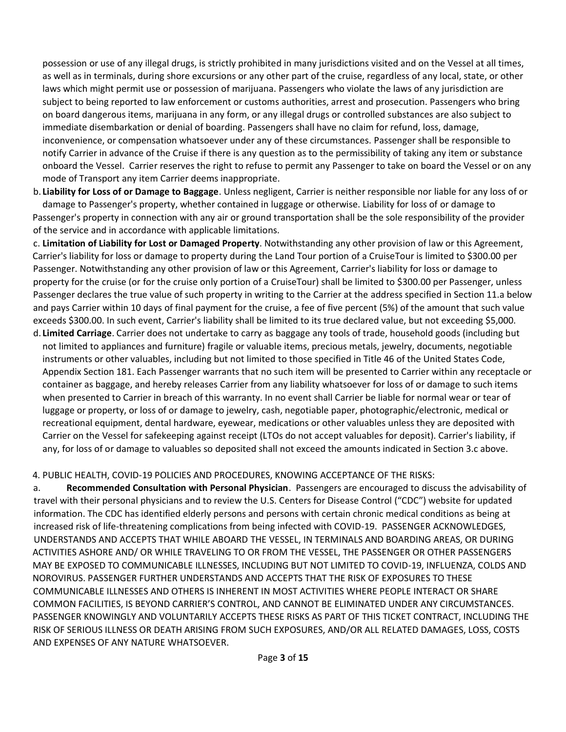possession or use of any illegal drugs, is strictly prohibited in many jurisdictions visited and on the Vessel at all times, as well as in terminals, during shore excursions or any other part of the cruise, regardless of any local, state, or other laws which might permit use or possession of marijuana. Passengers who violate the laws of any jurisdiction are subject to being reported to law enforcement or customs authorities, arrest and prosecution. Passengers who bring on board dangerous items, marijuana in any form, or any illegal drugs or controlled substances are also subject to immediate disembarkation or denial of boarding. Passengers shall have no claim for refund, loss, damage, inconvenience, or compensation whatsoever under any of these circumstances. Passenger shall be responsible to notify Carrier in advance of the Cruise if there is any question as to the permissibility of taking any item or substance onboard the Vessel. Carrier reserves the right to refuse to permit any Passenger to take on board the Vessel or on any mode of Transport any item Carrier deems inappropriate.

b. **Liability for Loss of or Damage to Baggage**. Unless negligent, Carrier is neither responsible nor liable for any loss of or damage to Passenger's property, whether contained in luggage or otherwise. Liability for loss of or damage to Passenger's property in connection with any air or ground transportation shall be the sole responsibility of the provider of the service and in accordance with applicable limitations.

c. **Limitation of Liability for Lost or Damaged Property**. Notwithstanding any other provision of law or this Agreement, Carrier's liability for loss or damage to property during the Land Tour portion of a CruiseTour is limited to $300.00 per Passenger. Notwithstanding any other provision of law or this Agreement, Carrier's liability for loss or damage to property for the cruise (or for the cruise only portion of a CruiseTour) shall be limited to $300.00 per Passenger, unless Passenger declares the true value of such property in writing to the Carrier at the address specified in Section 11.a below and pays Carrier within 10 days of final payment for the cruise, a fee of five percent (5%) of the amount that such value exceeds $300.00. In such event, Carrier's liability shall be limited to its true declared value, but not exceeding $5,000.

d. **Limited Carriage**. Carrier does not undertake to carry as baggage any tools of trade, household goods (including but not limited to appliances and furniture) fragile or valuable items, precious metals, jewelry, documents, negotiable instruments or other valuables, including but not limited to those specified in Title 46 of the United States Code, Appendix Section 181. Each Passenger warrants that no such item will be presented to Carrier within any receptacle or container as baggage, and hereby releases Carrier from any liability whatsoever for loss of or damage to such items when presented to Carrier in breach of this warranty. In no event shall Carrier be liable for normal wear or tear of luggage or property, or loss of or damage to jewelry, cash, negotiable paper, photographic/electronic, medical or recreational equipment, dental hardware, eyewear, medications or other valuables unless they are deposited with Carrier on the Vessel for safekeeping against receipt (LTOs do not accept valuables for deposit). Carrier's liability, if any, for loss of or damage to valuables so deposited shall not exceed the amounts indicated in Section 3.c above.

4. PUBLIC HEALTH, COVID-19 POLICIES AND PROCEDURES, KNOWING ACCEPTANCE OF THE RISKS:

a. **Recommended Consultation with Personal Physician**. Passengers are encouraged to discuss the advisability of travel with their personal physicians and to review the U.S. Centers for Disease Control ("CDC") website for updated information. The CDC has identified elderly persons and persons with certain chronic medical conditions as being at increased risk of life-threatening complications from being infected with COVID-19. PASSENGER ACKNOWLEDGES, UNDERSTANDS AND ACCEPTS THAT WHILE ABOARD THE VESSEL, IN TERMINALS AND BOARDING AREAS, OR DURING ACTIVITIES ASHORE AND/ OR WHILE TRAVELING TO OR FROM THE VESSEL, THE PASSENGER OR OTHER PASSENGERS MAY BE EXPOSED TO COMMUNICABLE ILLNESSES, INCLUDING BUT NOT LIMITED TO COVID-19, INFLUENZA, COLDS AND NOROVIRUS. PASSENGER FURTHER UNDERSTANDS AND ACCEPTS THAT THE RISK OF EXPOSURES TO THESE COMMUNICABLE ILLNESSES AND OTHERS IS INHERENT IN MOST ACTIVITIES WHERE PEOPLE INTERACT OR SHARE COMMON FACILITIES, IS BEYOND CARRIER'S CONTROL, AND CANNOT BE ELIMINATED UNDER ANY CIRCUMSTANCES. PASSENGER KNOWINGLY AND VOLUNTARILY ACCEPTS THESE RISKS AS PART OF THIS TICKET CONTRACT, INCLUDING THE RISK OF SERIOUS ILLNESS OR DEATH ARISING FROM SUCH EXPOSURES, AND/OR ALL RELATED DAMAGES, LOSS, COSTS AND EXPENSES OF ANY NATURE WHATSOEVER.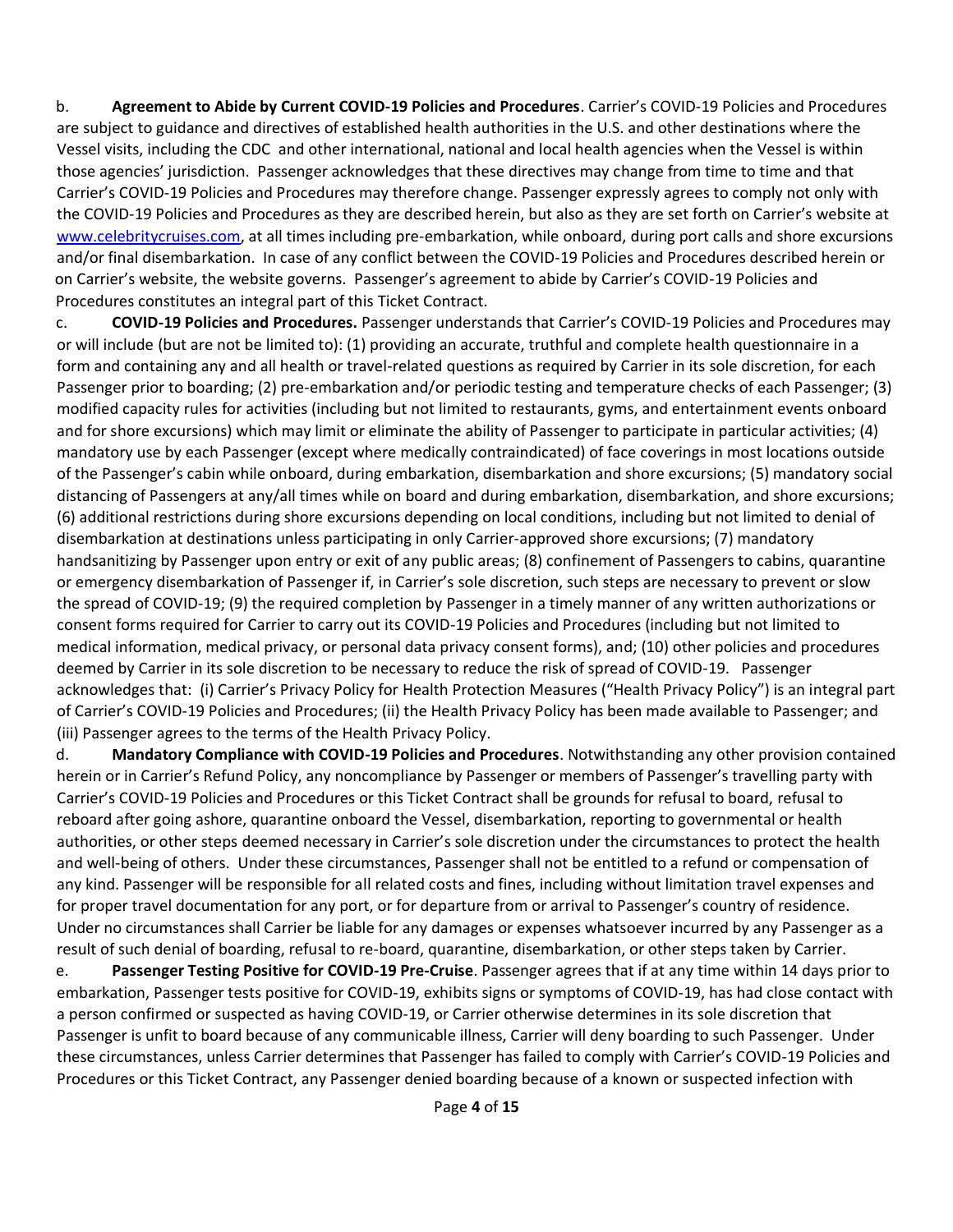b. **Agreement to Abide by Current COVID-19 Policies and Procedures**. Carrier's COVID-19 Policies and Procedures are subject to guidance and directives of established health authorities in the U.S. and other destinations where the Vessel visits, including the CDC and other international, national and local health agencies when the Vessel is within those agencies' jurisdiction. Passenger acknowledges that these directives may change from time to time and that Carrier's COVID-19 Policies and Procedures may therefore change. Passenger expressly agrees to comply not only with the COVID-19 Policies and Procedures as they are described herein, but also as they are set forth on Carrier's website at www.celebritycruises.com, at all times including pre-embarkation, while onboard, during port calls and shore excursions and/or final disembarkation. In case of any conflict between the COVID-19 Policies and Procedures described herein or on Carrier's website, the website governs. Passenger's agreement to abide by Carrier's COVID-19 Policies and Procedures constitutes an integral part of this Ticket Contract.

c. **COVID-19 Policies and Procedures.** Passenger understands that Carrier's COVID-19 Policies and Procedures may or will include (but are not be limited to): (1) providing an accurate, truthful and complete health questionnaire in a form and containing any and all health or travel-related questions as required by Carrier in its sole discretion, for each Passenger prior to boarding; (2) pre-embarkation and/or periodic testing and temperature checks of each Passenger; (3) modified capacity rules for activities (including but not limited to restaurants, gyms, and entertainment events onboard and for shore excursions) which may limit or eliminate the ability of Passenger to participate in particular activities; (4) mandatory use by each Passenger (except where medically contraindicated) of face coverings in most locations outside of the Passenger's cabin while onboard, during embarkation, disembarkation and shore excursions; (5) mandatory social distancing of Passengers at any/all times while on board and during embarkation, disembarkation, and shore excursions; (6) additional restrictions during shore excursions depending on local conditions, including but not limited to denial of disembarkation at destinations unless participating in only Carrier-approved shore excursions; (7) mandatory handsanitizing by Passenger upon entry or exit of any public areas; (8) confinement of Passengers to cabins, quarantine or emergency disembarkation of Passenger if, in Carrier's sole discretion, such steps are necessary to prevent or slow the spread of COVID-19; (9) the required completion by Passenger in a timely manner of any written authorizations or consent forms required for Carrier to carry out its COVID-19 Policies and Procedures (including but not limited to medical information, medical privacy, or personal data privacy consent forms), and; (10) other policies and procedures deemed by Carrier in its sole discretion to be necessary to reduce the risk of spread of COVID-19. Passenger acknowledges that: (i) Carrier's Privacy Policy for Health Protection Measures ("Health Privacy Policy") is an integral part of Carrier's COVID-19 Policies and Procedures; (ii) the Health Privacy Policy has been made available to Passenger; and (iii) Passenger agrees to the terms of the Health Privacy Policy.

d. **Mandatory Compliance with COVID-19 Policies and Procedures**. Notwithstanding any other provision contained herein or in Carrier's Refund Policy, any noncompliance by Passenger or members of Passenger's travelling party with Carrier's COVID-19 Policies and Procedures or this Ticket Contract shall be grounds for refusal to board, refusal to reboard after going ashore, quarantine onboard the Vessel, disembarkation, reporting to governmental or health authorities, or other steps deemed necessary in Carrier's sole discretion under the circumstances to protect the health and well-being of others. Under these circumstances, Passenger shall not be entitled to a refund or compensation of any kind. Passenger will be responsible for all related costs and fines, including without limitation travel expenses and for proper travel documentation for any port, or for departure from or arrival to Passenger's country of residence. Under no circumstances shall Carrier be liable for any damages or expenses whatsoever incurred by any Passenger as a result of such denial of boarding, refusal to re-board, quarantine, disembarkation, or other steps taken by Carrier.

e. **Passenger Testing Positive for COVID-19 Pre-Cruise**. Passenger agrees that if at any time within 14 days prior to embarkation, Passenger tests positive for COVID-19, exhibits signs or symptoms of COVID-19, has had close contact with a person confirmed or suspected as having COVID-19, or Carrier otherwise determines in its sole discretion that Passenger is unfit to board because of any communicable illness, Carrier will deny boarding to such Passenger. Under these circumstances, unless Carrier determines that Passenger has failed to comply with Carrier's COVID-19 Policies and Procedures or this Ticket Contract, any Passenger denied boarding because of a known or suspected infection with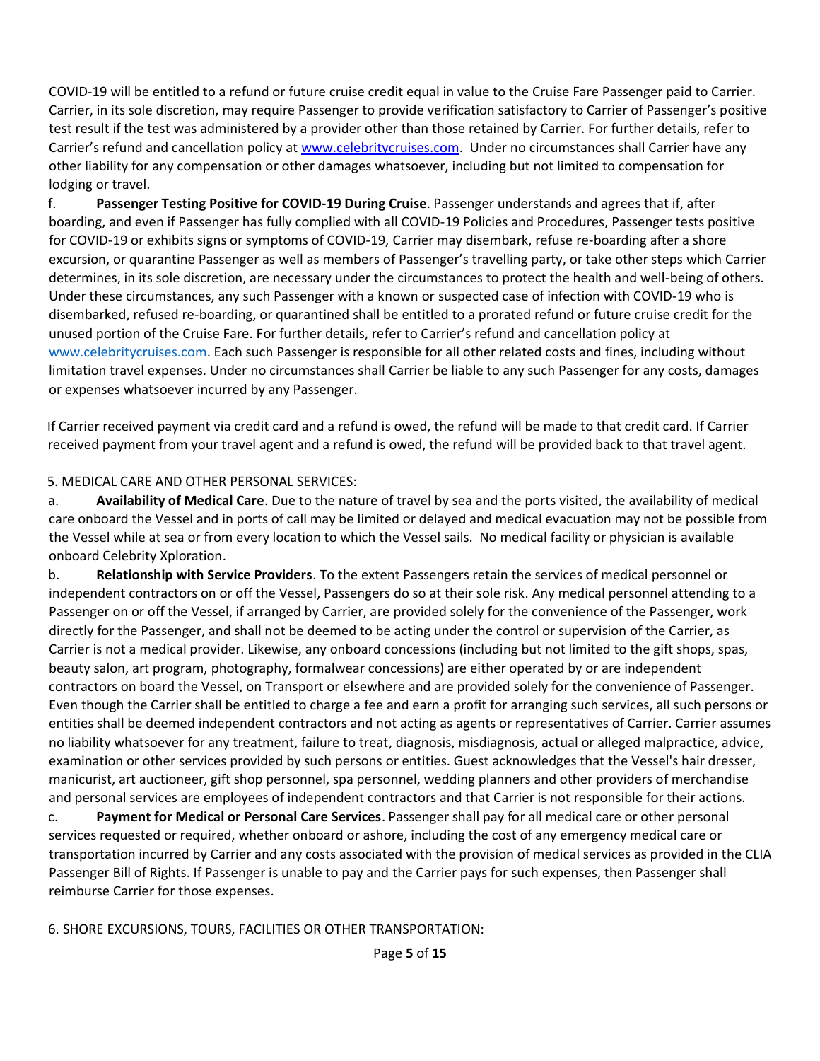COVID-19 will be entitled to a refund or future cruise credit equal in value to the Cruise Fare Passenger paid to Carrier. Carrier, in its sole discretion, may require Passenger to provide verification satisfactory to Carrier of Passenger's positive test result if the test was administered by a provider other than those retained by Carrier. For further details, refer to Carrier's refund and cancellation policy at [www.celebritycruises.com](http://www.celebritycruises.com). Under no circumstances shall Carrier have any other liability for any compensation or other damages whatsoever, including but not limited to compensation for lodging or travel.

f. **Passenger Testing Positive for COVID-19 During Cruise**. Passenger understands and agrees that if, after boarding, and even if Passenger has fully complied with all COVID-19 Policies and Procedures, Passenger tests positive for COVID-19 or exhibits signs or symptoms of COVID-19, Carrier may disembark, refuse re-boarding after a shore excursion, or quarantine Passenger as well as members of Passenger's travelling party, or take other steps which Carrier determines, in its sole discretion, are necessary under the circumstances to protect the health and well-being of others. Under these circumstances, any such Passenger with a known or suspected case of infection with COVID-19 who is disembarked, refused re-boarding, or quarantined shall be entitled to a prorated refund or future cruise credit for the unused portion of the Cruise Fare. For further details, refer to Carrier's refund and cancellation policy at [www.celebritycruises.com](http://www.celebritycruises.com). Each such Passenger is responsible for all other related costs and fines, including without limitation travel expenses. Under no circumstances shall Carrier be liable to any such Passenger for any costs, damages or expenses whatsoever incurred by any Passenger.

If Carrier received payment via credit card and a refund is owed, the refund will be made to that credit card. If Carrier received payment from your travel agent and a refund is owed, the refund will be provided back to that travel agent.

5. MEDICAL CARE AND OTHER PERSONAL SERVICES:

a. **Availability of Medical Care**. Due to the nature of travel by sea and the ports visited, the availability of medical care onboard the Vessel and in ports of call may be limited or delayed and medical evacuation may not be possible from the Vessel while at sea or from every location to which the Vessel sails. No medical facility or physician is available onboard Celebrity Xploration.

b. **Relationship with Service Providers**. To the extent Passengers retain the services of medical personnel or independent contractors on or off the Vessel, Passengers do so at their sole risk. Any medical personnel attending to a Passenger on or off the Vessel, if arranged by Carrier, are provided solely for the convenience of the Passenger, work directly for the Passenger, and shall not be deemed to be acting under the control or supervision of the Carrier, as Carrier is not a medical provider. Likewise, any onboard concessions (including but not limited to the gift shops, spas, beauty salon, art program, photography, formalwear concessions) are either operated by or are independent contractors on board the Vessel, on Transport or elsewhere and are provided solely for the convenience of Passenger. Even though the Carrier shall be entitled to charge a fee and earn a profit for arranging such services, all such persons or entities shall be deemed independent contractors and not acting as agents or representatives of Carrier. Carrier assumes no liability whatsoever for any treatment, failure to treat, diagnosis, misdiagnosis, actual or alleged malpractice, advice, examination or other services provided by such persons or entities. Guest acknowledges that the Vessel's hair dresser, manicurist, art auctioneer, gift shop personnel, spa personnel, wedding planners and other providers of merchandise and personal services are employees of independent contractors and that Carrier is not responsible for their actions.

c. **Payment for Medical or Personal Care Services**. Passenger shall pay for all medical care or other personal services requested or required, whether onboard or ashore, including the cost of any emergency medical care or transportation incurred by Carrier and any costs associated with the provision of medical services as provided in the CLIA Passenger Bill of Rights. If Passenger is unable to pay and the Carrier pays for such expenses, then Passenger shall reimburse Carrier for those expenses.

6. SHORE EXCURSIONS, TOURS, FACILITIES OR OTHER TRANSPORTATION: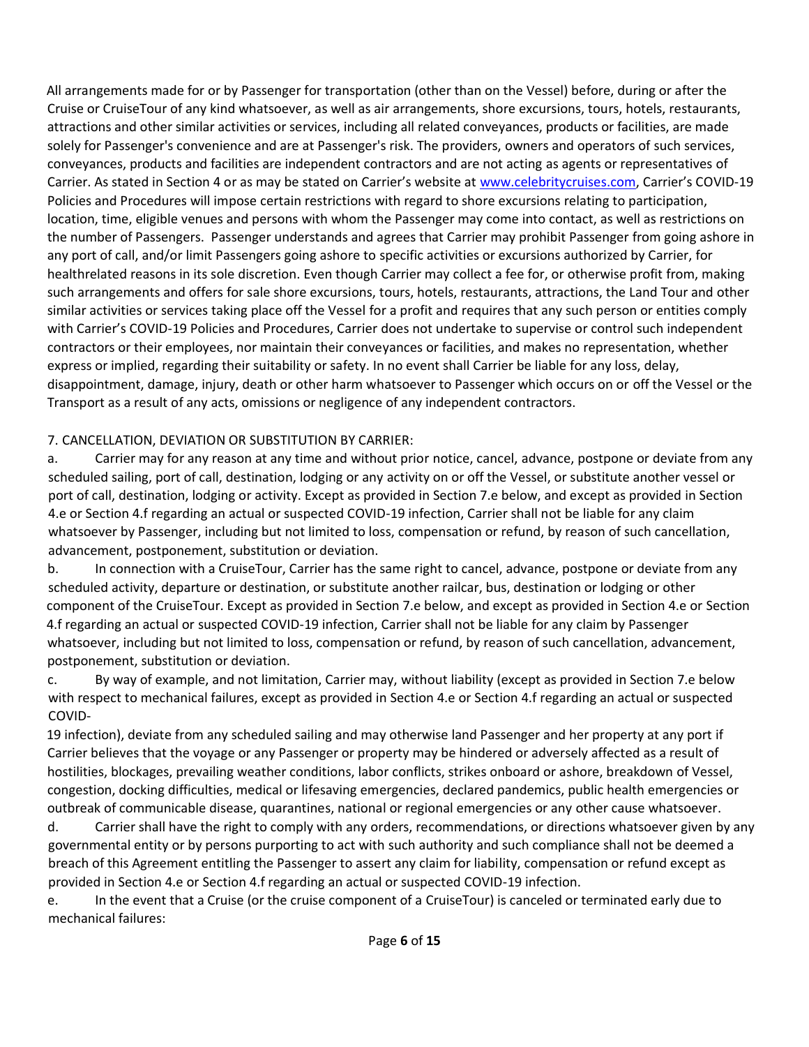All arrangements made for or by Passenger for transportation (other than on the Vessel) before, during or after the Cruise or CruiseTour of any kind whatsoever, as well as air arrangements, shore excursions, tours, hotels, restaurants, attractions and other similar activities or services, including all related conveyances, products or facilities, are made solely for Passenger's convenience and are at Passenger's risk. The providers, owners and operators of such services, conveyances, products and facilities are independent contractors and are not acting as agents or representatives of Carrier. As stated in Section 4 or as may be stated on Carrier's website at www.celebritycruises.com, Carrier's COVID-19 Policies and Procedures will impose certain restrictions with regard to shore excursions relating to participation, location, time, eligible venues and persons with whom the Passenger may come into contact, as well as restrictions on the number of Passengers. Passenger understands and agrees that Carrier may prohibit Passenger from going ashore in any port of call, and/or limit Passengers going ashore to specific activities or excursions authorized by Carrier, for healthrelated reasons in its sole discretion. Even though Carrier may collect a fee for, or otherwise profit from, making such arrangements and offers for sale shore excursions, tours, hotels, restaurants, attractions, the Land Tour and other similar activities or services taking place off the Vessel for a profit and requires that any such person or entities comply with Carrier's COVID-19 Policies and Procedures, Carrier does not undertake to supervise or control such independent contractors or their employees, nor maintain their conveyances or facilities, and makes no representation, whether express or implied, regarding their suitability or safety. In no event shall Carrier be liable for any loss, delay, disappointment, damage, injury, death or other harm whatsoever to Passenger which occurs on or off the Vessel or the Transport as a result of any acts, omissions or negligence of any independent contractors.

7. CANCELLATION, DEVIATION OR SUBSTITUTION BY CARRIER:

a. Carrier may for any reason at any time and without prior notice, cancel, advance, postpone or deviate from any scheduled sailing, port of call, destination, lodging or any activity on or off the Vessel, or substitute another vessel or port of call, destination, lodging or activity. Except as provided in Section 7.e below, and except as provided in Section 4.e or Section 4.f regarding an actual or suspected COVID-19 infection, Carrier shall not be liable for any claim whatsoever by Passenger, including but not limited to loss, compensation or refund, by reason of such cancellation, advancement, postponement, substitution or deviation.

b. In connection with a CruiseTour, Carrier has the same right to cancel, advance, postpone or deviate from any scheduled activity, departure or destination, or substitute another railcar, bus, destination or lodging or other component of the CruiseTour. Except as provided in Section 7.e below, and except as provided in Section 4.e or Section 4.f regarding an actual or suspected COVID-19 infection, Carrier shall not be liable for any claim by Passenger whatsoever, including but not limited to loss, compensation or refund, by reason of such cancellation, advancement, postponement, substitution or deviation.

c. By way of example, and not limitation, Carrier may, without liability (except as provided in Section 7.e below with respect to mechanical failures, except as provided in Section 4.e or Section 4.f regarding an actual or suspected COVID-19 infection), deviate from any scheduled sailing and may otherwise land Passenger and her property at any port if Carrier believes that the voyage or any Passenger or property may be hindered or adversely affected as a result of hostilities, blockages, prevailing weather conditions, labor conflicts, strikes onboard or ashore, breakdown of Vessel, congestion, docking difficulties, medical or lifesaving emergencies, declared pandemics, public health emergencies or outbreak of communicable disease, quarantines, national or regional emergencies or any other cause whatsoever.

d. Carrier shall have the right to comply with any orders, recommendations, or directions whatsoever given by any governmental entity or by persons purporting to act with such authority and such compliance shall not be deemed a breach of this Agreement entitling the Passenger to assert any claim for liability, compensation or refund except as provided in Section 4.e or Section 4.f regarding an actual or suspected COVID-19 infection.

e. In the event that a Cruise (or the cruise component of a CruiseTour) is canceled or terminated early due to mechanical failures: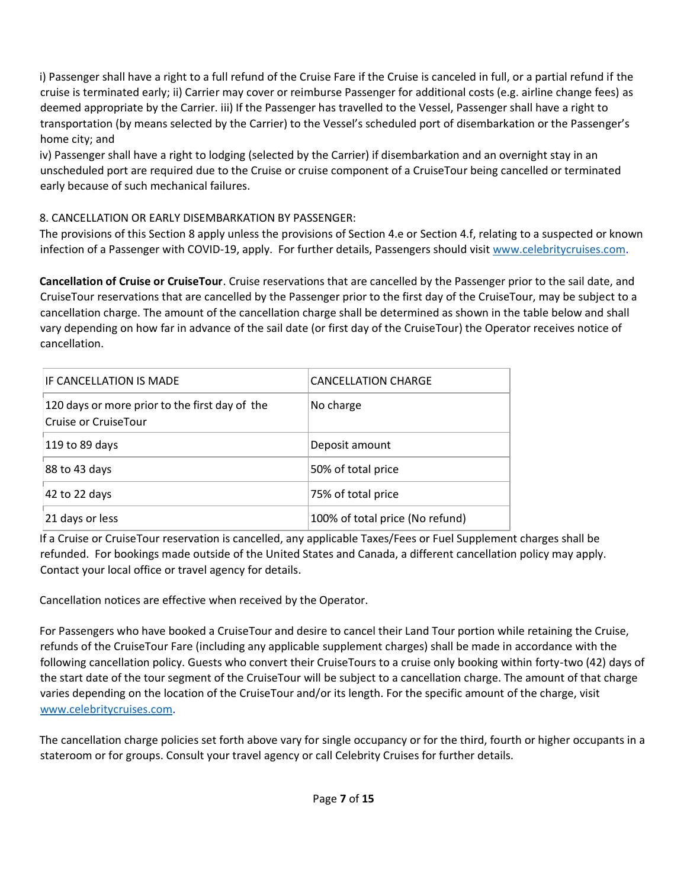i) Passenger shall have a right to a full refund of the Cruise Fare if the Cruise is canceled in full, or a partial refund if the cruise is terminated early; ii) Carrier may cover or reimburse Passenger for additional costs (e.g. airline change fees) as deemed appropriate by the Carrier. iii) If the Passenger has travelled to the Vessel, Passenger shall have a right to transportation (by means selected by the Carrier) to the Vessel's scheduled port of disembarkation or the Passenger's home city; and
iv) Passenger shall have a right to lodging (selected by the Carrier) if disembarkation and an overnight stay in an unscheduled port are required due to the Cruise or cruise component of a CruiseTour being cancelled or terminated early because of such mechanical failures.

8. CANCELLATION OR EARLY DISEMBARKATION BY PASSENGER:
The provisions of this Section 8 apply unless the provisions of Section 4.e or Section 4.f, relating to a suspected or known infection of a Passenger with COVID-19, apply. For further details, Passengers should visit www.celebritycruises.com.

**Cancellation of Cruise or CruiseTour**. Cruise reservations that are cancelled by the Passenger prior to the sail date, and CruiseTour reservations that are cancelled by the Passenger prior to the first day of the CruiseTour, may be subject to a cancellation charge. The amount of the cancellation charge shall be determined as shown in the table below and shall vary depending on how far in advance of the sail date (or first day of the CruiseTour) the Operator receives notice of cancellation.

| IF CANCELLATION IS MADE | CANCELLATION CHARGE |
| --- | --- |
| 120 days or more prior to the first day of the Cruise or CruiseTour | No charge |
| 119 to 89 days | Deposit amount |
| 88 to 43 days | 50% of total price |
| 42 to 22 days | 75% of total price |
| 21 days or less | 100% of total price (No refund) |

If a Cruise or CruiseTour reservation is cancelled, any applicable Taxes/Fees or Fuel Supplement charges shall be refunded. For bookings made outside of the United States and Canada, a different cancellation policy may apply. Contact your local office or travel agency for details.

Cancellation notices are effective when received by the Operator.

For Passengers who have booked a CruiseTour and desire to cancel their Land Tour portion while retaining the Cruise, refunds of the CruiseTour Fare (including any applicable supplement charges) shall be made in accordance with the following cancellation policy. Guests who convert their CruiseTours to a cruise only booking within forty-two (42) days of the start date of the tour segment of the CruiseTour will be subject to a cancellation charge. The amount of that charge varies depending on the location of the CruiseTour and/or its length. For the specific amount of the charge, visit www.celebritycruises.com.

The cancellation charge policies set forth above vary for single occupancy or for the third, fourth or higher occupants in a stateroom or for groups. Consult your travel agency or call Celebrity Cruises for further details.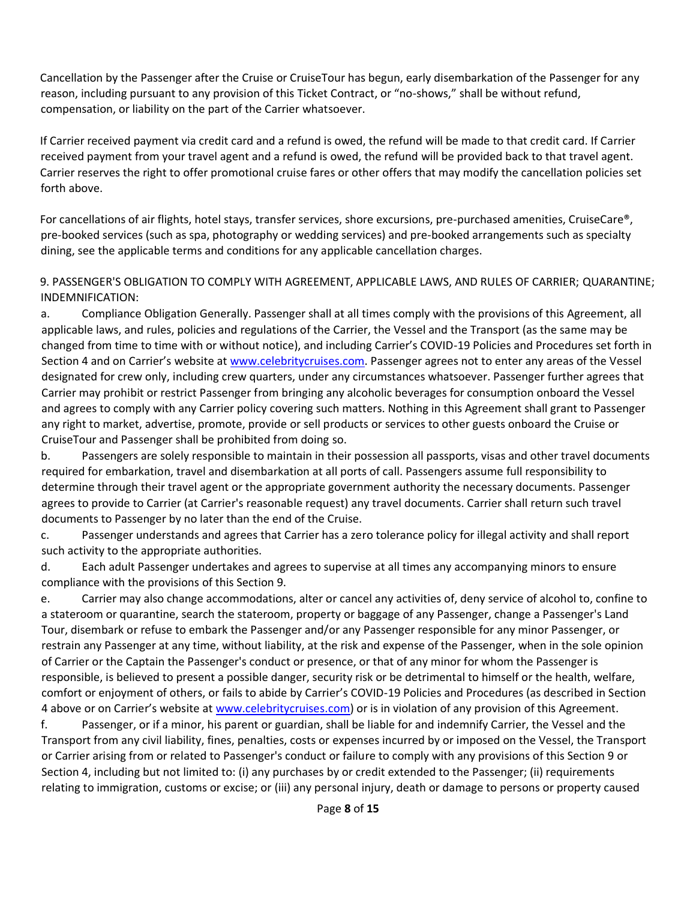Cancellation by the Passenger after the Cruise or CruiseTour has begun, early disembarkation of the Passenger for any reason, including pursuant to any provision of this Ticket Contract, or "no-shows," shall be without refund, compensation, or liability on the part of the Carrier whatsoever.

If Carrier received payment via credit card and a refund is owed, the refund will be made to that credit card. If Carrier received payment from your travel agent and a refund is owed, the refund will be provided back to that travel agent. Carrier reserves the right to offer promotional cruise fares or other offers that may modify the cancellation policies set forth above.

For cancellations of air flights, hotel stays, transfer services, shore excursions, pre-purchased amenities, CruiseCare®, pre-booked services (such as spa, photography or wedding services) and pre-booked arrangements such as specialty dining, see the applicable terms and conditions for any applicable cancellation charges.

9. PASSENGER'S OBLIGATION TO COMPLY WITH AGREEMENT, APPLICABLE LAWS, AND RULES OF CARRIER; QUARANTINE; INDEMNIFICATION:

a. Compliance Obligation Generally. Passenger shall at all times comply with the provisions of this Agreement, all applicable laws, and rules, policies and regulations of the Carrier, the Vessel and the Transport (as the same may be changed from time to time with or without notice), and including Carrier's COVID-19 Policies and Procedures set forth in Section 4 and on Carrier's website at www.celebritycruises.com. Passenger agrees not to enter any areas of the Vessel designated for crew only, including crew quarters, under any circumstances whatsoever. Passenger further agrees that Carrier may prohibit or restrict Passenger from bringing any alcoholic beverages for consumption onboard the Vessel and agrees to comply with any Carrier policy covering such matters. Nothing in this Agreement shall grant to Passenger any right to market, advertise, promote, provide or sell products or services to other guests onboard the Cruise or CruiseTour and Passenger shall be prohibited from doing so.

b. Passengers are solely responsible to maintain in their possession all passports, visas and other travel documents required for embarkation, travel and disembarkation at all ports of call. Passengers assume full responsibility to determine through their travel agent or the appropriate government authority the necessary documents. Passenger agrees to provide to Carrier (at Carrier's reasonable request) any travel documents. Carrier shall return such travel documents to Passenger by no later than the end of the Cruise.

c. Passenger understands and agrees that Carrier has a zero tolerance policy for illegal activity and shall report such activity to the appropriate authorities.

d. Each adult Passenger undertakes and agrees to supervise at all times any accompanying minors to ensure compliance with the provisions of this Section 9.

e. Carrier may also change accommodations, alter or cancel any activities of, deny service of alcohol to, confine to a stateroom or quarantine, search the stateroom, property or baggage of any Passenger, change a Passenger's Land Tour, disembark or refuse to embark the Passenger and/or any Passenger responsible for any minor Passenger, or restrain any Passenger at any time, without liability, at the risk and expense of the Passenger, when in the sole opinion of Carrier or the Captain the Passenger's conduct or presence, or that of any minor for whom the Passenger is responsible, is believed to present a possible danger, security risk or be detrimental to himself or the health, welfare, comfort or enjoyment of others, or fails to abide by Carrier's COVID-19 Policies and Procedures (as described in Section 4 above or on Carrier's website at www.celebritycruises.com) or is in violation of any provision of this Agreement.

f. Passenger, or if a minor, his parent or guardian, shall be liable for and indemnify Carrier, the Vessel and the Transport from any civil liability, fines, penalties, costs or expenses incurred by or imposed on the Vessel, the Transport or Carrier arising from or related to Passenger's conduct or failure to comply with any provisions of this Section 9 or Section 4, including but not limited to: (i) any purchases by or credit extended to the Passenger; (ii) requirements relating to immigration, customs or excise; or (iii) any personal injury, death or damage to persons or property caused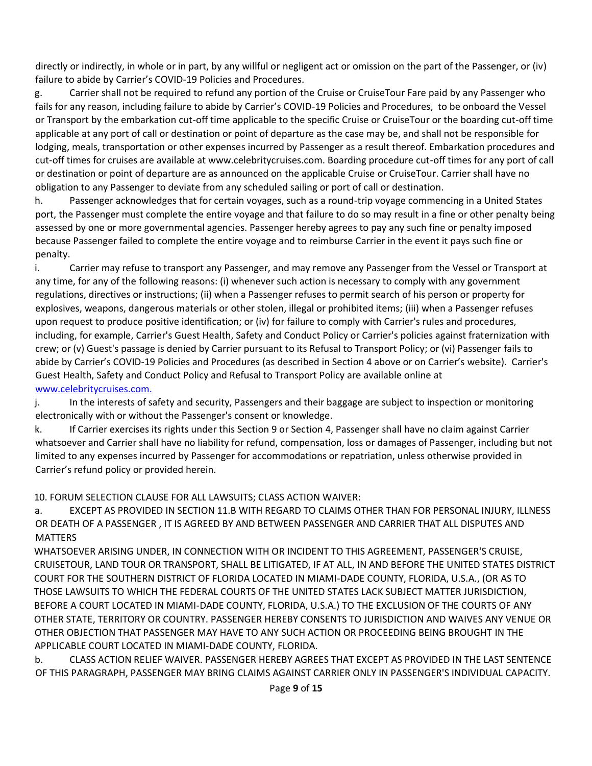directly or indirectly, in whole or in part, by any willful or negligent act or omission on the part of the Passenger, or (iv) failure to abide by Carrier's COVID-19 Policies and Procedures.

g. Carrier shall not be required to refund any portion of the Cruise or CruiseTour Fare paid by any Passenger who fails for any reason, including failure to abide by Carrier's COVID-19 Policies and Procedures, to be onboard the Vessel or Transport by the embarkation cut-off time applicable to the specific Cruise or CruiseTour or the boarding cut-off time applicable at any port of call or destination or point of departure as the case may be, and shall not be responsible for lodging, meals, transportation or other expenses incurred by Passenger as a result thereof. Embarkation procedures and cut-off times for cruises are available at www.celebritycruises.com. Boarding procedure cut-off times for any port of call or destination or point of departure are as announced on the applicable Cruise or CruiseTour. Carrier shall have no obligation to any Passenger to deviate from any scheduled sailing or port of call or destination.

h. Passenger acknowledges that for certain voyages, such as a round-trip voyage commencing in a United States port, the Passenger must complete the entire voyage and that failure to do so may result in a fine or other penalty being assessed by one or more governmental agencies. Passenger hereby agrees to pay any such fine or penalty imposed because Passenger failed to complete the entire voyage and to reimburse Carrier in the event it pays such fine or penalty.

i. Carrier may refuse to transport any Passenger, and may remove any Passenger from the Vessel or Transport at any time, for any of the following reasons: (i) whenever such action is necessary to comply with any government regulations, directives or instructions; (ii) when a Passenger refuses to permit search of his person or property for explosives, weapons, dangerous materials or other stolen, illegal or prohibited items; (iii) when a Passenger refuses upon request to produce positive identification; or (iv) for failure to comply with Carrier's rules and procedures, including, for example, Carrier's Guest Health, Safety and Conduct Policy or Carrier's policies against fraternization with crew; or (v) Guest's passage is denied by Carrier pursuant to its Refusal to Transport Policy; or (vi) Passenger fails to abide by Carrier's COVID-19 Policies and Procedures (as described in Section 4 above or on Carrier's website). Carrier's Guest Health, Safety and Conduct Policy and Refusal to Transport Policy are available online at [www.celebritycruises.com.](www.celebritycruises.com)

j. In the interests of safety and security, Passengers and their baggage are subject to inspection or monitoring electronically with or without the Passenger's consent or knowledge.

k. If Carrier exercises its rights under this Section 9 or Section 4, Passenger shall have no claim against Carrier whatsoever and Carrier shall have no liability for refund, compensation, loss or damages of Passenger, including but not limited to any expenses incurred by Passenger for accommodations or repatriation, unless otherwise provided in Carrier's refund policy or provided herein.

10. FORUM SELECTION CLAUSE FOR ALL LAWSUITS; CLASS ACTION WAIVER:

a. EXCEPT AS PROVIDED IN SECTION 11.B WITH REGARD TO CLAIMS OTHER THAN FOR PERSONAL INJURY, ILLNESS OR DEATH OF A PASSENGER , IT IS AGREED BY AND BETWEEN PASSENGER AND CARRIER THAT ALL DISPUTES AND MATTERS WHATSOEVER ARISING UNDER, IN CONNECTION WITH OR INCIDENT TO THIS AGREEMENT, PASSENGER'S CRUISE, CRUISETOUR, LAND TOUR OR TRANSPORT, SHALL BE LITIGATED, IF AT ALL, IN AND BEFORE THE UNITED STATES DISTRICT COURT FOR THE SOUTHERN DISTRICT OF FLORIDA LOCATED IN MIAMI-DADE COUNTY, FLORIDA, U.S.A., (OR AS TO THOSE LAWSUITS TO WHICH THE FEDERAL COURTS OF THE UNITED STATES LACK SUBJECT MATTER JURISDICTION, BEFORE A COURT LOCATED IN MIAMI-DADE COUNTY, FLORIDA, U.S.A.) TO THE EXCLUSION OF THE COURTS OF ANY OTHER STATE, TERRITORY OR COUNTRY. PASSENGER HEREBY CONSENTS TO JURISDICTION AND WAIVES ANY VENUE OR OTHER OBJECTION THAT PASSENGER MAY HAVE TO ANY SUCH ACTION OR PROCEEDING BEING BROUGHT IN THE APPLICABLE COURT LOCATED IN MIAMI-DADE COUNTY, FLORIDA.

b. CLASS ACTION RELIEF WAIVER. PASSENGER HEREBY AGREES THAT EXCEPT AS PROVIDED IN THE LAST SENTENCE OF THIS PARAGRAPH, PASSENGER MAY BRING CLAIMS AGAINST CARRIER ONLY IN PASSENGER'S INDIVIDUAL CAPACITY.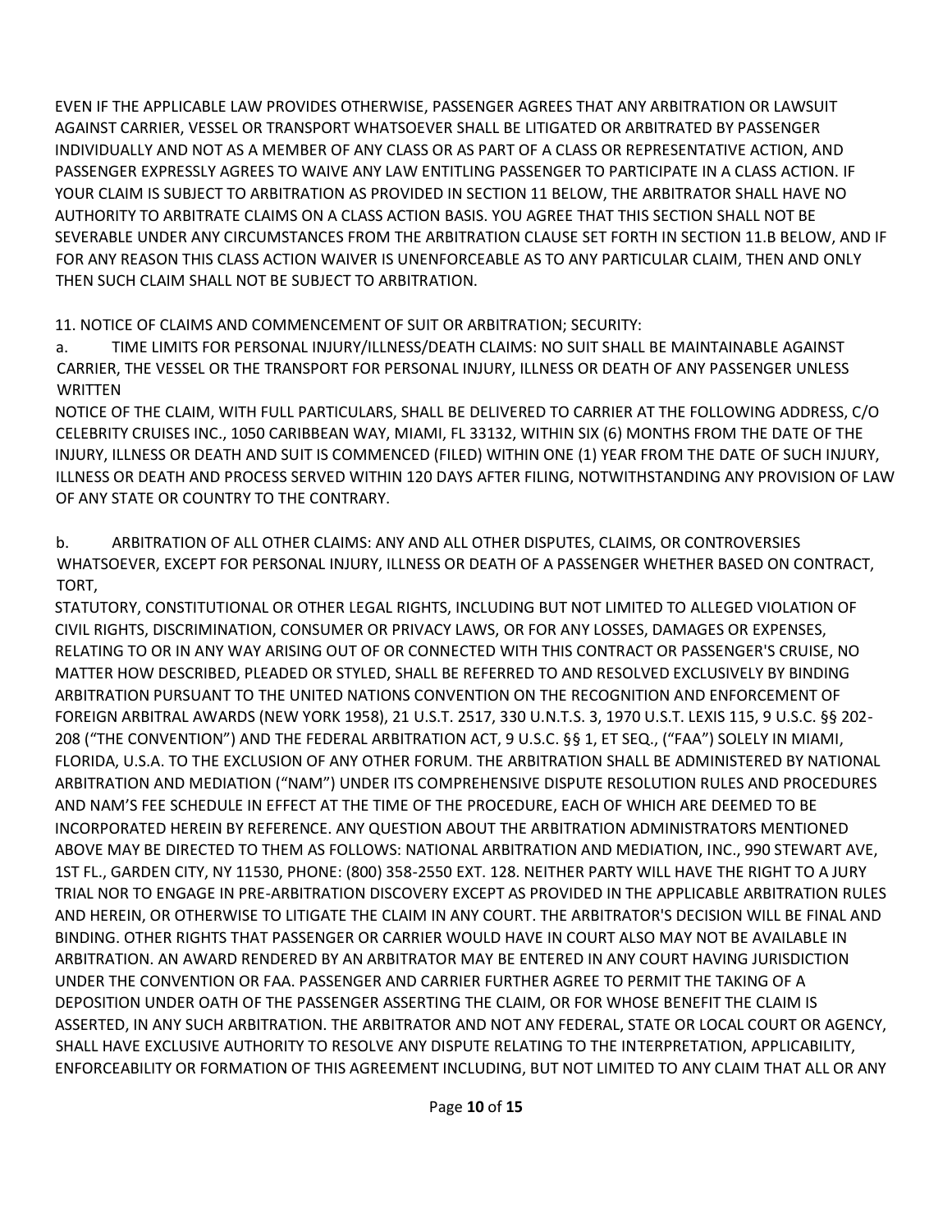EVEN IF THE APPLICABLE LAW PROVIDES OTHERWISE, PASSENGER AGREES THAT ANY ARBITRATION OR LAWSUIT AGAINST CARRIER, VESSEL OR TRANSPORT WHATSOEVER SHALL BE LITIGATED OR ARBITRATED BY PASSENGER INDIVIDUALLY AND NOT AS A MEMBER OF ANY CLASS OR AS PART OF A CLASS OR REPRESENTATIVE ACTION, AND PASSENGER EXPRESSLY AGREES TO WAIVE ANY LAW ENTITLING PASSENGER TO PARTICIPATE IN A CLASS ACTION. IF YOUR CLAIM IS SUBJECT TO ARBITRATION AS PROVIDED IN SECTION 11 BELOW, THE ARBITRATOR SHALL HAVE NO AUTHORITY TO ARBITRATE CLAIMS ON A CLASS ACTION BASIS. YOU AGREE THAT THIS SECTION SHALL NOT BE SEVERABLE UNDER ANY CIRCUMSTANCES FROM THE ARBITRATION CLAUSE SET FORTH IN SECTION 11.B BELOW, AND IF FOR ANY REASON THIS CLASS ACTION WAIVER IS UNENFORCEABLE AS TO ANY PARTICULAR CLAIM, THEN AND ONLY THEN SUCH CLAIM SHALL NOT BE SUBJECT TO ARBITRATION.

11. NOTICE OF CLAIMS AND COMMENCEMENT OF SUIT OR ARBITRATION; SECURITY:

a. TIME LIMITS FOR PERSONAL INJURY/ILLNESS/DEATH CLAIMS: NO SUIT SHALL BE MAINTAINABLE AGAINST CARRIER, THE VESSEL OR THE TRANSPORT FOR PERSONAL INJURY, ILLNESS OR DEATH OF ANY PASSENGER UNLESS WRITTEN NOTICE OF THE CLAIM, WITH FULL PARTICULARS, SHALL BE DELIVERED TO CARRIER AT THE FOLLOWING ADDRESS, C/O CELEBRITY CRUISES INC., 1050 CARIBBEAN WAY, MIAMI, FL 33132, WITHIN SIX (6) MONTHS FROM THE DATE OF THE INJURY, ILLNESS OR DEATH AND SUIT IS COMMENCED (FILED) WITHIN ONE (1) YEAR FROM THE DATE OF SUCH INJURY, ILLNESS OR DEATH AND PROCESS SERVED WITHIN 120 DAYS AFTER FILING, NOTWITHSTANDING ANY PROVISION OF LAW OF ANY STATE OR COUNTRY TO THE CONTRARY.

b. ARBITRATION OF ALL OTHER CLAIMS: ANY AND ALL OTHER DISPUTES, CLAIMS, OR CONTROVERSIES WHATSOEVER, EXCEPT FOR PERSONAL INJURY, ILLNESS OR DEATH OF A PASSENGER WHETHER BASED ON CONTRACT, TORT, STATUTORY, CONSTITUTIONAL OR OTHER LEGAL RIGHTS, INCLUDING BUT NOT LIMITED TO ALLEGED VIOLATION OF CIVIL RIGHTS, DISCRIMINATION, CONSUMER OR PRIVACY LAWS, OR FOR ANY LOSSES, DAMAGES OR EXPENSES, RELATING TO OR IN ANY WAY ARISING OUT OF OR CONNECTED WITH THIS CONTRACT OR PASSENGER'S CRUISE, NO MATTER HOW DESCRIBED, PLEADED OR STYLED, SHALL BE REFERRED TO AND RESOLVED EXCLUSIVELY BY BINDING ARBITRATION PURSUANT TO THE UNITED NATIONS CONVENTION ON THE RECOGNITION AND ENFORCEMENT OF FOREIGN ARBITRAL AWARDS (NEW YORK 1958), 21 U.S.T. 2517, 330 U.N.T.S. 3, 1970 U.S.T. LEXIS 115, 9 U.S.C. §§ 202-208 ("THE CONVENTION") AND THE FEDERAL ARBITRATION ACT, 9 U.S.C. §§ 1, ET SEQ., ("FAA") SOLELY IN MIAMI, FLORIDA, U.S.A. TO THE EXCLUSION OF ANY OTHER FORUM. THE ARBITRATION SHALL BE ADMINISTERED BY NATIONAL ARBITRATION AND MEDIATION ("NAM") UNDER ITS COMPREHENSIVE DISPUTE RESOLUTION RULES AND PROCEDURES AND NAM'S FEE SCHEDULE IN EFFECT AT THE TIME OF THE PROCEDURE, EACH OF WHICH ARE DEEMED TO BE INCORPORATED HEREIN BY REFERENCE. ANY QUESTION ABOUT THE ARBITRATION ADMINISTRATORS MENTIONED ABOVE MAY BE DIRECTED TO THEM AS FOLLOWS: NATIONAL ARBITRATION AND MEDIATION, INC., 990 STEWART AVE, 1ST FL., GARDEN CITY, NY 11530, PHONE: (800) 358-2550 EXT. 128. NEITHER PARTY WILL HAVE THE RIGHT TO A JURY TRIAL NOR TO ENGAGE IN PRE-ARBITRATION DISCOVERY EXCEPT AS PROVIDED IN THE APPLICABLE ARBITRATION RULES AND HEREIN, OR OTHERWISE TO LITIGATE THE CLAIM IN ANY COURT. THE ARBITRATOR'S DECISION WILL BE FINAL AND BINDING. OTHER RIGHTS THAT PASSENGER OR CARRIER WOULD HAVE IN COURT ALSO MAY NOT BE AVAILABLE IN ARBITRATION. AN AWARD RENDERED BY AN ARBITRATOR MAY BE ENTERED IN ANY COURT HAVING JURISDICTION UNDER THE CONVENTION OR FAA. PASSENGER AND CARRIER FURTHER AGREE TO PERMIT THE TAKING OF A DEPOSITION UNDER OATH OF THE PASSENGER ASSERTING THE CLAIM, OR FOR WHOSE BENEFIT THE CLAIM IS ASSERTED, IN ANY SUCH ARBITRATION. THE ARBITRATOR AND NOT ANY FEDERAL, STATE OR LOCAL COURT OR AGENCY, SHALL HAVE EXCLUSIVE AUTHORITY TO RESOLVE ANY DISPUTE RELATING TO THE INTERPRETATION, APPLICABILITY, ENFORCEABILITY OR FORMATION OF THIS AGREEMENT INCLUDING, BUT NOT LIMITED TO ANY CLAIM THAT ALL OR ANY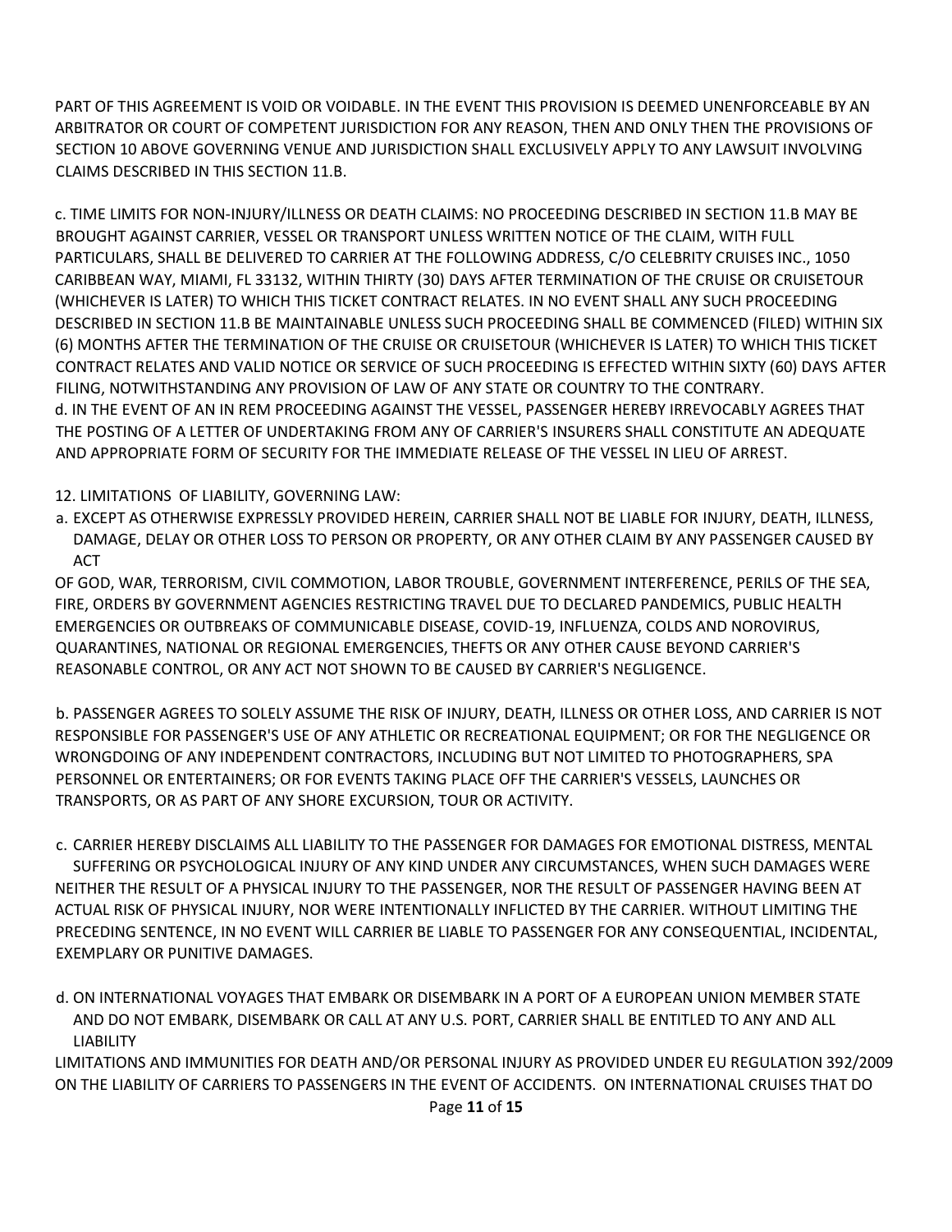PART OF THIS AGREEMENT IS VOID OR VOIDABLE. IN THE EVENT THIS PROVISION IS DEEMED UNENFORCEABLE BY AN ARBITRATOR OR COURT OF COMPETENT JURISDICTION FOR ANY REASON, THEN AND ONLY THEN THE PROVISIONS OF SECTION 10 ABOVE GOVERNING VENUE AND JURISDICTION SHALL EXCLUSIVELY APPLY TO ANY LAWSUIT INVOLVING CLAIMS DESCRIBED IN THIS SECTION 11.B.

c. TIME LIMITS FOR NON-INJURY/ILLNESS OR DEATH CLAIMS: NO PROCEEDING DESCRIBED IN SECTION 11.B MAY BE BROUGHT AGAINST CARRIER, VESSEL OR TRANSPORT UNLESS WRITTEN NOTICE OF THE CLAIM, WITH FULL PARTICULARS, SHALL BE DELIVERED TO CARRIER AT THE FOLLOWING ADDRESS, C/O CELEBRITY CRUISES INC., 1050 CARIBBEAN WAY, MIAMI, FL 33132, WITHIN THIRTY (30) DAYS AFTER TERMINATION OF THE CRUISE OR CRUISETOUR (WHICHEVER IS LATER) TO WHICH THIS TICKET CONTRACT RELATES. IN NO EVENT SHALL ANY SUCH PROCEEDING DESCRIBED IN SECTION 11.B BE MAINTAINABLE UNLESS SUCH PROCEEDING SHALL BE COMMENCED (FILED) WITHIN SIX (6) MONTHS AFTER THE TERMINATION OF THE CRUISE OR CRUISETOUR (WHICHEVER IS LATER) TO WHICH THIS TICKET CONTRACT RELATES AND VALID NOTICE OR SERVICE OF SUCH PROCEEDING IS EFFECTED WITHIN SIXTY (60) DAYS AFTER FILING, NOTWITHSTANDING ANY PROVISION OF LAW OF ANY STATE OR COUNTRY TO THE CONTRARY.

d. IN THE EVENT OF AN IN REM PROCEEDING AGAINST THE VESSEL, PASSENGER HEREBY IRREVOCABLY AGREES THAT THE POSTING OF A LETTER OF UNDERTAKING FROM ANY OF CARRIER'S INSURERS SHALL CONSTITUTE AN ADEQUATE AND APPROPRIATE FORM OF SECURITY FOR THE IMMEDIATE RELEASE OF THE VESSEL IN LIEU OF ARREST.

12. LIMITATIONS OF LIABILITY, GOVERNING LAW:

a. EXCEPT AS OTHERWISE EXPRESSLY PROVIDED HEREIN, CARRIER SHALL NOT BE LIABLE FOR INJURY, DEATH, ILLNESS, DAMAGE, DELAY OR OTHER LOSS TO PERSON OR PROPERTY, OR ANY OTHER CLAIM BY ANY PASSENGER CAUSED BY ACT OF GOD, WAR, TERRORISM, CIVIL COMMOTION, LABOR TROUBLE, GOVERNMENT INTERFERENCE, PERILS OF THE SEA, FIRE, ORDERS BY GOVERNMENT AGENCIES RESTRICTING TRAVEL DUE TO DECLARED PANDEMICS, PUBLIC HEALTH EMERGENCIES OR OUTBREAKS OF COMMUNICABLE DISEASE, COVID-19, INFLUENZA, COLDS AND NOROVIRUS, QUARANTINES, NATIONAL OR REGIONAL EMERGENCIES, THEFTS OR ANY OTHER CAUSE BEYOND CARRIER'S REASONABLE CONTROL, OR ANY ACT NOT SHOWN TO BE CAUSED BY CARRIER'S NEGLIGENCE.

b. PASSENGER AGREES TO SOLELY ASSUME THE RISK OF INJURY, DEATH, ILLNESS OR OTHER LOSS, AND CARRIER IS NOT RESPONSIBLE FOR PASSENGER'S USE OF ANY ATHLETIC OR RECREATIONAL EQUIPMENT; OR FOR THE NEGLIGENCE OR WRONGDOING OF ANY INDEPENDENT CONTRACTORS, INCLUDING BUT NOT LIMITED TO PHOTOGRAPHERS, SPA PERSONNEL OR ENTERTAINERS; OR FOR EVENTS TAKING PLACE OFF THE CARRIER'S VESSELS, LAUNCHES OR TRANSPORTS, OR AS PART OF ANY SHORE EXCURSION, TOUR OR ACTIVITY.

c. CARRIER HEREBY DISCLAIMS ALL LIABILITY TO THE PASSENGER FOR DAMAGES FOR EMOTIONAL DISTRESS, MENTAL SUFFERING OR PSYCHOLOGICAL INJURY OF ANY KIND UNDER ANY CIRCUMSTANCES, WHEN SUCH DAMAGES WERE NEITHER THE RESULT OF A PHYSICAL INJURY TO THE PASSENGER, NOR THE RESULT OF PASSENGER HAVING BEEN AT ACTUAL RISK OF PHYSICAL INJURY, NOR WERE INTENTIONALLY INFLICTED BY THE CARRIER. WITHOUT LIMITING THE PRECEDING SENTENCE, IN NO EVENT WILL CARRIER BE LIABLE TO PASSENGER FOR ANY CONSEQUENTIAL, INCIDENTAL, EXEMPLARY OR PUNITIVE DAMAGES.

d. ON INTERNATIONAL VOYAGES THAT EMBARK OR DISEMBARK IN A PORT OF A EUROPEAN UNION MEMBER STATE AND DO NOT EMBARK, DISEMBARK OR CALL AT ANY U.S. PORT, CARRIER SHALL BE ENTITLED TO ANY AND ALL LIABILITY LIMITATIONS AND IMMUNITIES FOR DEATH AND/OR PERSONAL INJURY AS PROVIDED UNDER EU REGULATION 392/2009 ON THE LIABILITY OF CARRIERS TO PASSENGERS IN THE EVENT OF ACCIDENTS. ON INTERNATIONAL CRUISES THAT DO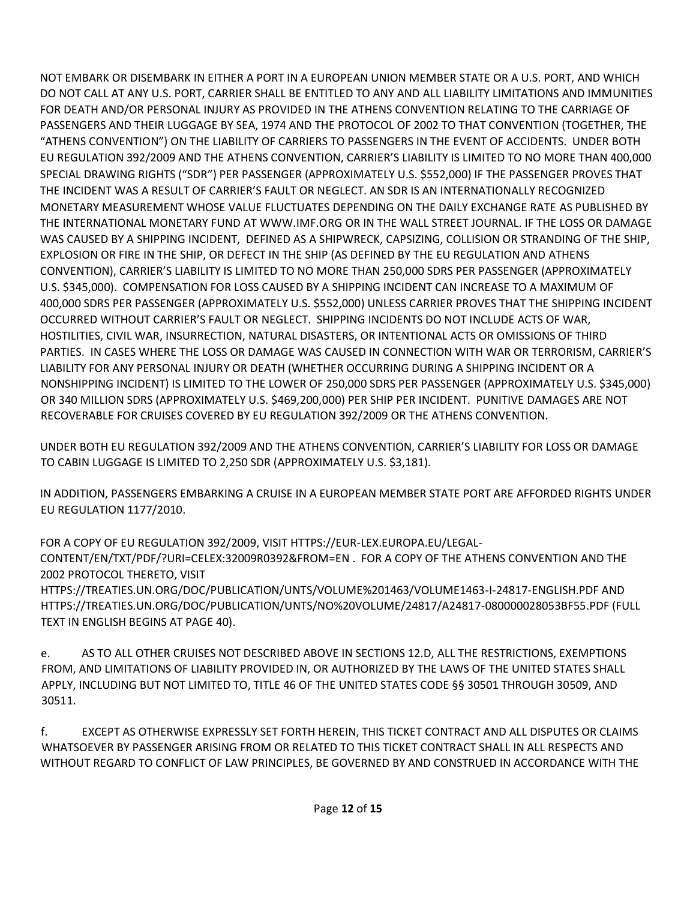NOT EMBARK OR DISEMBARK IN EITHER A PORT IN A EUROPEAN UNION MEMBER STATE OR A U.S. PORT, AND WHICH DO NOT CALL AT ANY U.S. PORT, CARRIER SHALL BE ENTITLED TO ANY AND ALL LIABILITY LIMITATIONS AND IMMUNITIES FOR DEATH AND/OR PERSONAL INJURY AS PROVIDED IN THE ATHENS CONVENTION RELATING TO THE CARRIAGE OF PASSENGERS AND THEIR LUGGAGE BY SEA, 1974 AND THE PROTOCOL OF 2002 TO THAT CONVENTION (TOGETHER, THE "ATHENS CONVENTION") ON THE LIABILITY OF CARRIERS TO PASSENGERS IN THE EVENT OF ACCIDENTS. UNDER BOTH EU REGULATION 392/2009 AND THE ATHENS CONVENTION, CARRIER'S LIABILITY IS LIMITED TO NO MORE THAN 400,000 SPECIAL DRAWING RIGHTS ("SDR") PER PASSENGER (APPROXIMATELY U.S. $552,000) IF THE PASSENGER PROVES THAT THE INCIDENT WAS A RESULT OF CARRIER'S FAULT OR NEGLECT. AN SDR IS AN INTERNATIONALLY RECOGNIZED MONETARY MEASUREMENT WHOSE VALUE FLUCTUATES DEPENDING ON THE DAILY EXCHANGE RATE AS PUBLISHED BY THE INTERNATIONAL MONETARY FUND AT WWW.IMF.ORG OR IN THE WALL STREET JOURNAL. IF THE LOSS OR DAMAGE WAS CAUSED BY A SHIPPING INCIDENT, DEFINED AS A SHIPWRECK, CAPSIZING, COLLISION OR STRANDING OF THE SHIP, EXPLOSION OR FIRE IN THE SHIP, OR DEFECT IN THE SHIP (AS DEFINED BY THE EU REGULATION AND ATHENS CONVENTION), CARRIER'S LIABILITY IS LIMITED TO NO MORE THAN 250,000 SDRS PER PASSENGER (APPROXIMATELY U.S. $345,000). COMPENSATION FOR LOSS CAUSED BY A SHIPPING INCIDENT CAN INCREASE TO A MAXIMUM OF 400,000 SDRS PER PASSENGER (APPROXIMATELY U.S. $552,000) UNLESS CARRIER PROVES THAT THE SHIPPING INCIDENT OCCURRED WITHOUT CARRIER'S FAULT OR NEGLECT. SHIPPING INCIDENTS DO NOT INCLUDE ACTS OF WAR, HOSTILITIES, CIVIL WAR, INSURRECTION, NATURAL DISASTERS, OR INTENTIONAL ACTS OR OMISSIONS OF THIRD PARTIES. IN CASES WHERE THE LOSS OR DAMAGE WAS CAUSED IN CONNECTION WITH WAR OR TERRORISM, CARRIER'S LIABILITY FOR ANY PERSONAL INJURY OR DEATH (WHETHER OCCURRING DURING A SHIPPING INCIDENT OR A NONSHIPPING INCIDENT) IS LIMITED TO THE LOWER OF 250,000 SDRS PER PASSENGER (APPROXIMATELY U.S. $345,000) OR 340 MILLION SDRS (APPROXIMATELY U.S. $469,200,000) PER SHIP PER INCIDENT. PUNITIVE DAMAGES ARE NOT RECOVERABLE FOR CRUISES COVERED BY EU REGULATION 392/2009 OR THE ATHENS CONVENTION.

UNDER BOTH EU REGULATION 392/2009 AND THE ATHENS CONVENTION, CARRIER'S LIABILITY FOR LOSS OR DAMAGE TO CABIN LUGGAGE IS LIMITED TO 2,250 SDR (APPROXIMATELY U.S. $3,181).

IN ADDITION, PASSENGERS EMBARKING A CRUISE IN A EUROPEAN MEMBER STATE PORT ARE AFFORDED RIGHTS UNDER EU REGULATION 1177/2010.

FOR A COPY OF EU REGULATION 392/2009, VISIT HTTPS://EUR-LEX.EUROPA.EU/LEGAL-CONTENT/EN/TXT/PDF/?URI=CELEX:32009R0392&FROM=EN . FOR A COPY OF THE ATHENS CONVENTION AND THE 2002 PROTOCOL THERETO, VISIT HTTPS://TREATIES.UN.ORG/DOC/PUBLICATION/UNTS/VOLUME%201463/VOLUME1463-I-24817-ENGLISH.PDF AND HTTPS://TREATIES.UN.ORG/DOC/PUBLICATION/UNTS/NO%20VOLUME/24817/A24817-080000028053BF55.PDF (FULL TEXT IN ENGLISH BEGINS AT PAGE 40).

e. AS TO ALL OTHER CRUISES NOT DESCRIBED ABOVE IN SECTIONS 12.D, ALL THE RESTRICTIONS, EXEMPTIONS FROM, AND LIMITATIONS OF LIABILITY PROVIDED IN, OR AUTHORIZED BY THE LAWS OF THE UNITED STATES SHALL APPLY, INCLUDING BUT NOT LIMITED TO, TITLE 46 OF THE UNITED STATES CODE §§ 30501 THROUGH 30509, AND 30511.

f. EXCEPT AS OTHERWISE EXPRESSLY SET FORTH HEREIN, THIS TICKET CONTRACT AND ALL DISPUTES OR CLAIMS WHATSOEVER BY PASSENGER ARISING FROM OR RELATED TO THIS TICKET CONTRACT SHALL IN ALL RESPECTS AND WITHOUT REGARD TO CONFLICT OF LAW PRINCIPLES, BE GOVERNED BY AND CONSTRUED IN ACCORDANCE WITH THE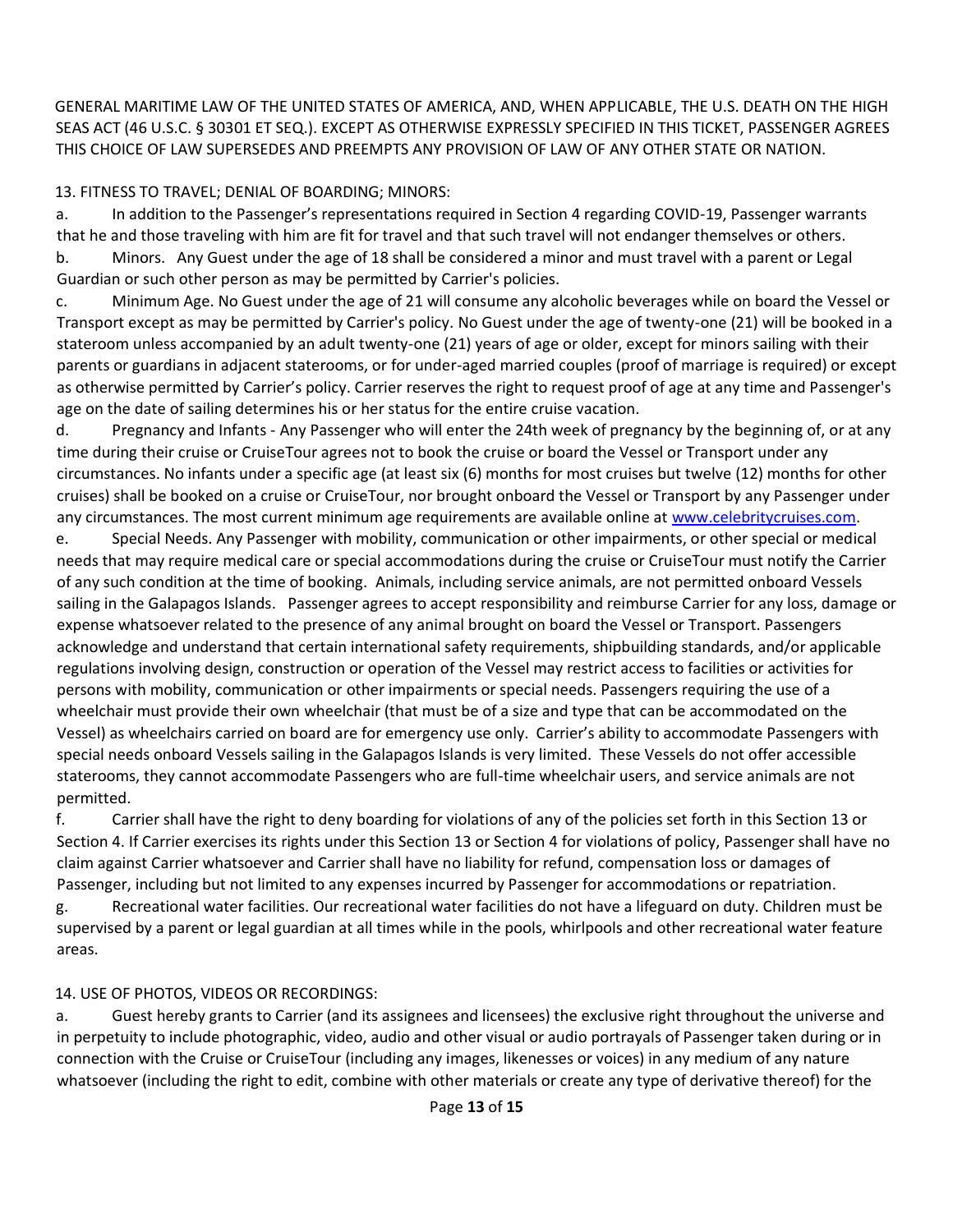GENERAL MARITIME LAW OF THE UNITED STATES OF AMERICA, AND, WHEN APPLICABLE, THE U.S. DEATH ON THE HIGH SEAS ACT (46 U.S.C. § 30301 ET SEQ.). EXCEPT AS OTHERWISE EXPRESSLY SPECIFIED IN THIS TICKET, PASSENGER AGREES THIS CHOICE OF LAW SUPERSEDES AND PREEMPTS ANY PROVISION OF LAW OF ANY OTHER STATE OR NATION.

13. FITNESS TO TRAVEL; DENIAL OF BOARDING; MINORS:

a. In addition to the Passenger's representations required in Section 4 regarding COVID-19, Passenger warrants that he and those traveling with him are fit for travel and that such travel will not endanger themselves or others.

b. Minors. Any Guest under the age of 18 shall be considered a minor and must travel with a parent or Legal Guardian or such other person as may be permitted by Carrier's policies.

c. Minimum Age. No Guest under the age of 21 will consume any alcoholic beverages while on board the Vessel or Transport except as may be permitted by Carrier's policy. No Guest under the age of twenty-one (21) will be booked in a stateroom unless accompanied by an adult twenty-one (21) years of age or older, except for minors sailing with their parents or guardians in adjacent staterooms, or for under-aged married couples (proof of marriage is required) or except as otherwise permitted by Carrier's policy. Carrier reserves the right to request proof of age at any time and Passenger's age on the date of sailing determines his or her status for the entire cruise vacation.

d. Pregnancy and Infants - Any Passenger who will enter the 24th week of pregnancy by the beginning of, or at any time during their cruise or CruiseTour agrees not to book the cruise or board the Vessel or Transport under any circumstances. No infants under a specific age (at least six (6) months for most cruises but twelve (12) months for other cruises) shall be booked on a cruise or CruiseTour, nor brought onboard the Vessel or Transport by any Passenger under any circumstances. The most current minimum age requirements are available online at [www.celebritycruises.com](www.celebritycruises.com).

e. Special Needs. Any Passenger with mobility, communication or other impairments, or other special or medical needs that may require medical care or special accommodations during the cruise or CruiseTour must notify the Carrier of any such condition at the time of booking. Animals, including service animals, are not permitted onboard Vessels sailing in the Galapagos Islands. Passenger agrees to accept responsibility and reimburse Carrier for any loss, damage or expense whatsoever related to the presence of any animal brought on board the Vessel or Transport. Passengers acknowledge and understand that certain international safety requirements, shipbuilding standards, and/or applicable regulations involving design, construction or operation of the Vessel may restrict access to facilities or activities for persons with mobility, communication or other impairments or special needs. Passengers requiring the use of a wheelchair must provide their own wheelchair (that must be of a size and type that can be accommodated on the Vessel) as wheelchairs carried on board are for emergency use only. Carrier's ability to accommodate Passengers with special needs onboard Vessels sailing in the Galapagos Islands is very limited. These Vessels do not offer accessible staterooms, they cannot accommodate Passengers who are full-time wheelchair users, and service animals are not permitted.

f. Carrier shall have the right to deny boarding for violations of any of the policies set forth in this Section 13 or Section 4. If Carrier exercises its rights under this Section 13 or Section 4 for violations of policy, Passenger shall have no claim against Carrier whatsoever and Carrier shall have no liability for refund, compensation loss or damages of Passenger, including but not limited to any expenses incurred by Passenger for accommodations or repatriation.

g. Recreational water facilities. Our recreational water facilities do not have a lifeguard on duty. Children must be supervised by a parent or legal guardian at all times while in the pools, whirlpools and other recreational water feature areas.

14. USE OF PHOTOS, VIDEOS OR RECORDINGS:

a. Guest hereby grants to Carrier (and its assignees and licensees) the exclusive right throughout the universe and in perpetuity to include photographic, video, audio and other visual or audio portrayals of Passenger taken during or in connection with the Cruise or CruiseTour (including any images, likenesses or voices) in any medium of any nature whatsoever (including the right to edit, combine with other materials or create any type of derivative thereof) for the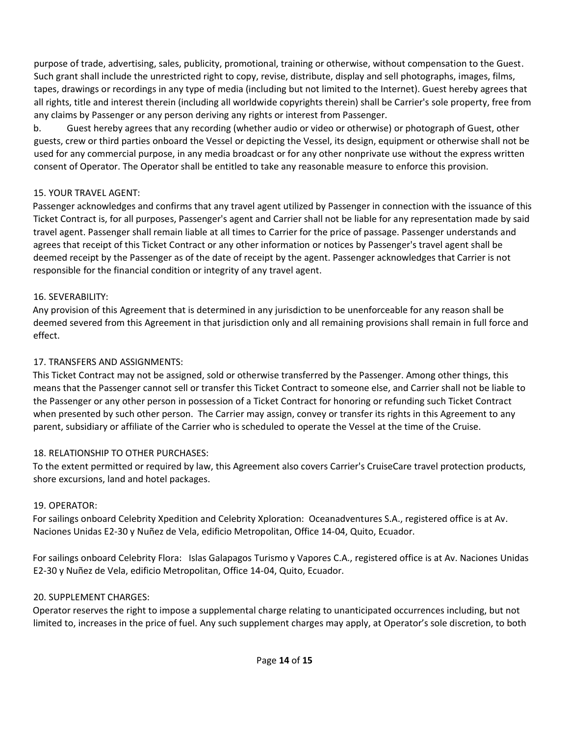purpose of trade, advertising, sales, publicity, promotional, training or otherwise, without compensation to the Guest. Such grant shall include the unrestricted right to copy, revise, distribute, display and sell photographs, images, films, tapes, drawings or recordings in any type of media (including but not limited to the Internet). Guest hereby agrees that all rights, title and interest therein (including all worldwide copyrights therein) shall be Carrier's sole property, free from any claims by Passenger or any person deriving any rights or interest from Passenger.

b. Guest hereby agrees that any recording (whether audio or video or otherwise) or photograph of Guest, other guests, crew or third parties onboard the Vessel or depicting the Vessel, its design, equipment or otherwise shall not be used for any commercial purpose, in any media broadcast or for any other nonprivate use without the express written consent of Operator. The Operator shall be entitled to take any reasonable measure to enforce this provision.

15. YOUR TRAVEL AGENT:

Passenger acknowledges and confirms that any travel agent utilized by Passenger in connection with the issuance of this Ticket Contract is, for all purposes, Passenger's agent and Carrier shall not be liable for any representation made by said travel agent. Passenger shall remain liable at all times to Carrier for the price of passage. Passenger understands and agrees that receipt of this Ticket Contract or any other information or notices by Passenger's travel agent shall be deemed receipt by the Passenger as of the date of receipt by the agent. Passenger acknowledges that Carrier is not responsible for the financial condition or integrity of any travel agent.

16. SEVERABILITY:

Any provision of this Agreement that is determined in any jurisdiction to be unenforceable for any reason shall be deemed severed from this Agreement in that jurisdiction only and all remaining provisions shall remain in full force and effect.

17. TRANSFERS AND ASSIGNMENTS:

This Ticket Contract may not be assigned, sold or otherwise transferred by the Passenger. Among other things, this means that the Passenger cannot sell or transfer this Ticket Contract to someone else, and Carrier shall not be liable to the Passenger or any other person in possession of a Ticket Contract for honoring or refunding such Ticket Contract when presented by such other person. The Carrier may assign, convey or transfer its rights in this Agreement to any parent, subsidiary or affiliate of the Carrier who is scheduled to operate the Vessel at the time of the Cruise.

18. RELATIONSHIP TO OTHER PURCHASES:

To the extent permitted or required by law, this Agreement also covers Carrier's CruiseCare travel protection products, shore excursions, land and hotel packages.

19. OPERATOR:

For sailings onboard Celebrity Xpedition and Celebrity Xploration: Oceanadventures S.A., registered office is at Av. Naciones Unidas E2-30 y Nuñez de Vela, edificio Metropolitan, Office 14-04, Quito, Ecuador.

For sailings onboard Celebrity Flora: Islas Galapagos Turismo y Vapores C.A., registered office is at Av. Naciones Unidas E2-30 y Nuñez de Vela, edificio Metropolitan, Office 14-04, Quito, Ecuador.

20. SUPPLEMENT CHARGES:

Operator reserves the right to impose a supplemental charge relating to unanticipated occurrences including, but not limited to, increases in the price of fuel. Any such supplement charges may apply, at Operator's sole discretion, to both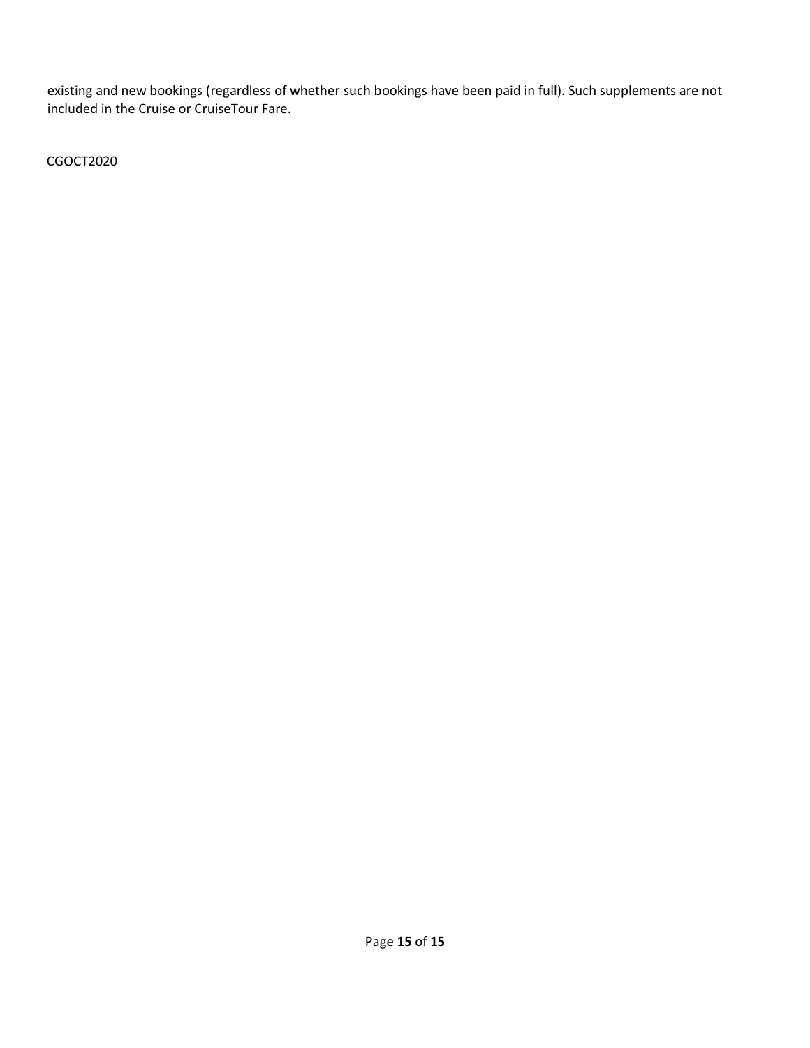existing and new bookings (regardless of whether such bookings have been paid in full). Such supplements are not included in the Cruise or CruiseTour Fare.

CGOCT2020